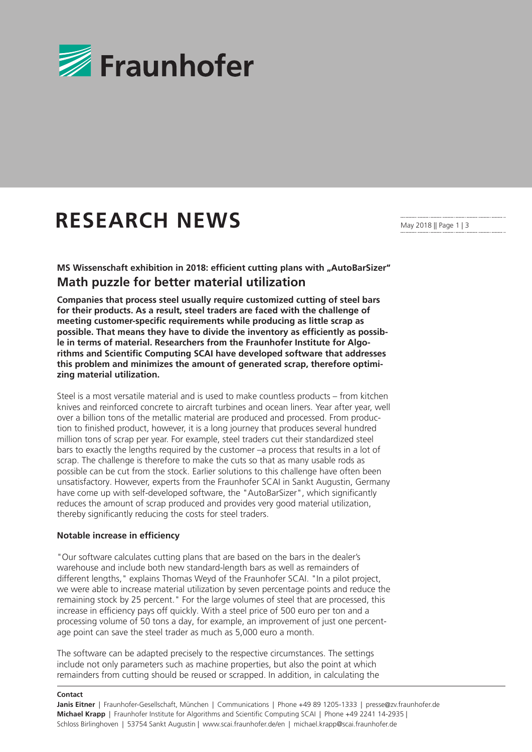# RESEARCH NEWS

May 2018 || Page 1 | 3

### MS Wissenschaft exhibition in 2018: efficient cutting plans with „AutoBarSizer"

## Math puzzle for better material utilization

**Companies that process steel usually require customized cutting of steel bars for their products. As a result, steel traders are faced with the challenge of meeting customer-specific requirements while producing as little scrap as possible. That means they have to divide the inventory as efficiently as possible in terms of material. Researchers from the Fraunhofer Institute for Algorithms and Scientific Computing SCAI have developed software that addresses this problem and minimizes the amount of generated scrap, therefore optimizing material utilization.**

Steel is a most versatile material and is used to make countless products – from kitchen knives and reinforced concrete to aircraft turbines and ocean liners. Year after year, well over a billion tons of the metallic material are produced and processed. From production to finished product, however, it is a long journey that produces several hundred million tons of scrap per year. For example, steel traders cut their standardized steel bars to exactly the lengths required by the customer –a process that results in a lot of scrap. The challenge is therefore to make the cuts so that as many usable rods as possible can be cut from the stock. Earlier solutions to this challenge have often been unsatisfactory. However, experts from the Fraunhofer SCAI in Sankt Augustin, Germany have come up with self-developed software, the "AutoBarSizer", which significantly reduces the amount of scrap produced and provides very good material utilization, thereby significantly reducing the costs for steel traders.

### Notable increase in efficiency

"Our software calculates cutting plans that are based on the bars in the dealer's warehouse and include both new standard-length bars as well as remainders of different lengths," explains Thomas Weyd of the Fraunhofer SCAI. "In a pilot project, we were able to increase material utilization by seven percentage points and reduce the remaining stock by 25 percent." For the large volumes of steel that are processed, this increase in efficiency pays off quickly. With a steel price of 500 euro per ton and a processing volume of 50 tons a day, for example, an improvement of just one percentage point can save the steel trader as much as 5,000 euro a month.

The software can be adapted precisely to the respective circumstances. The settings include not only parameters such as machine properties, but also the point at which remainders from cutting should be reused or scrapped. In addition, in calculating the

**Contact**

**Janis Eitner** | Fraunhofer-Gesellschaft, München | Communications | Phone +49 89 1205-1333 | presse@zv.fraunhofer.de
**Michael Krapp** | Fraunhofer Institute for Algorithms and Scientific Computing SCAI | Phone +49 2241 14-2935 | Schloss Birlinghoven | 53754 Sankt Augustin | www.scai.fraunhofer.de/en | michael.krapp@scai.fraunhofer.de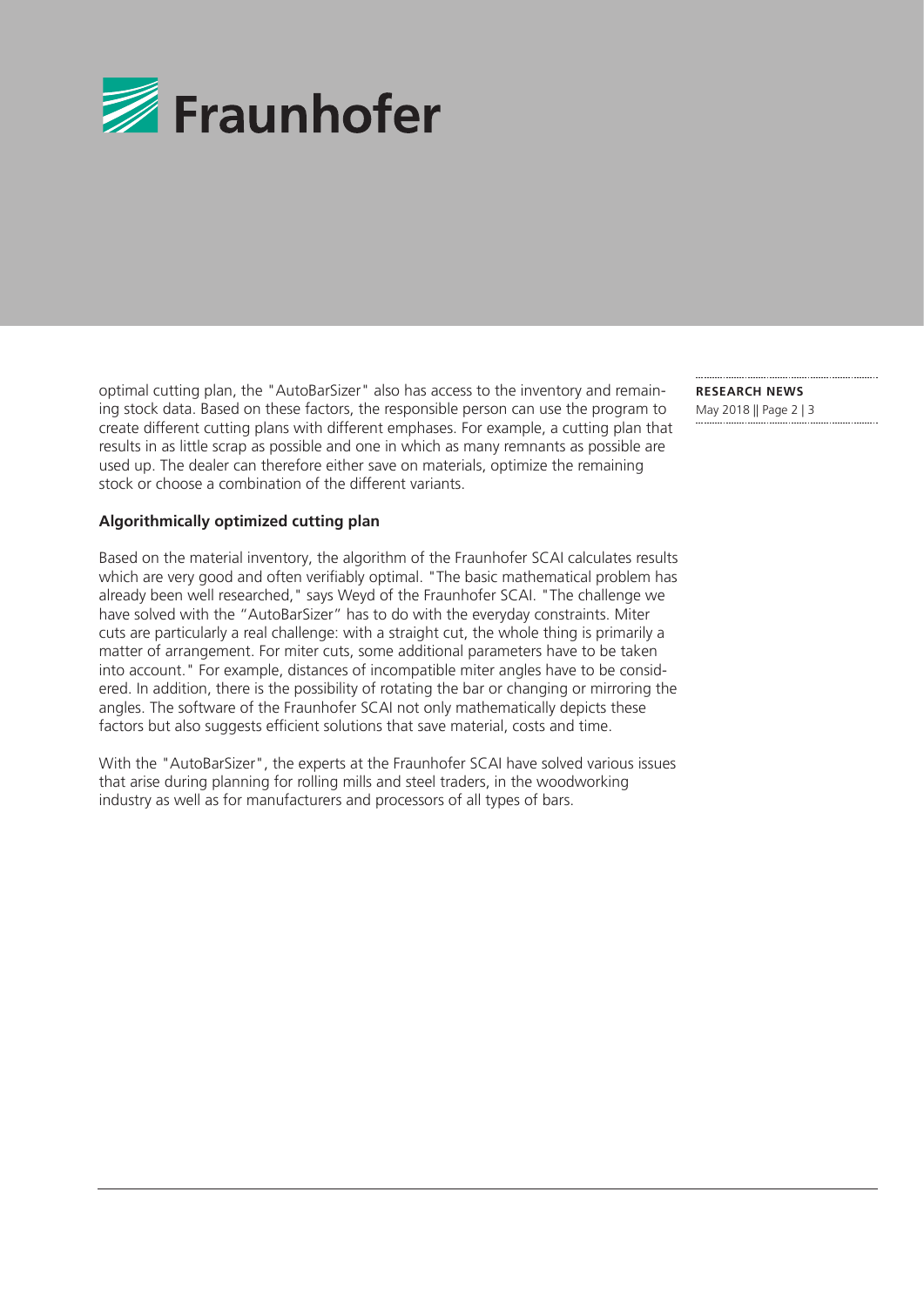optimal cutting plan, the "AutoBarSizer" also has access to the inventory and remaining stock data. Based on these factors, the responsible person can use the program to create different cutting plans with different emphases. For example, a cutting plan that results in as little scrap as possible and one in which as many remnants as possible are used up. The dealer can therefore either save on materials, optimize the remaining stock or choose a combination of the different variants.

**Algorithmically optimized cutting plan**

Based on the material inventory, the algorithm of the Fraunhofer SCAI calculates results which are very good and often verifiably optimal. "The basic mathematical problem has already been well researched," says Weyd of the Fraunhofer SCAI. "The challenge we have solved with the "AutoBarSizer" has to do with the everyday constraints. Miter cuts are particularly a real challenge: with a straight cut, the whole thing is primarily a matter of arrangement. For miter cuts, some additional parameters have to be taken into account." For example, distances of incompatible miter angles have to be considered. In addition, there is the possibility of rotating the bar or changing or mirroring the angles. The software of the Fraunhofer SCAI not only mathematically depicts these factors but also suggests efficient solutions that save material, costs and time.

With the "AutoBarSizer", the experts at the Fraunhofer SCAI have solved various issues that arise during planning for rolling mills and steel traders, in the woodworking industry as well as for manufacturers and processors of all types of bars.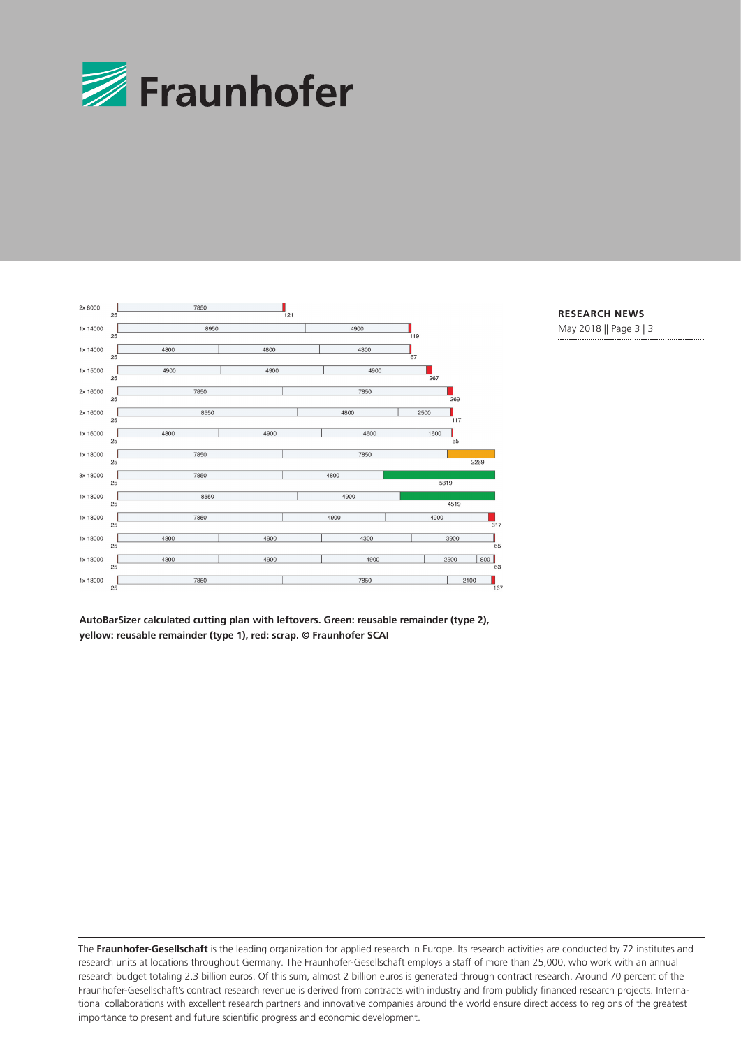2x 8000
7850
25
121

1x 14000
8950
4900
25
119

1x 14000
4800
4800
4300
25
67

1x 15000
4900
4900
4900
25
267

2x 16000
7850
7850
25
269

2x 16000
8550
4800
2500
25
117

1x 16000
4800
4900
4600
1600
25
65

1x 18000
7850
7850
25
2269

3x 18000
7850
4800
25
5319

1x 18000
8550
4900
25
4519

1x 18000
7850
4900
4900
25
317

1x 18000
4800
4900
4300
3900
25
65

1x 18000
4800
4900
4900
2500
800
25
63

1x 18000
7850
7850
2100
25
167

**AutoBarSizer calculated cutting plan with leftovers. Green: reusable remainder (type 2), yellow: reusable remainder (type 1), red: scrap. © Fraunhofer SCAI**

The **Fraunhofer-Gesellschaft** is the leading organization for applied research in Europe. Its research activities are conducted by 72 institutes and research units at locations throughout Germany. The Fraunhofer-Gesellschaft employs a staff of more than 25,000, who work with an annual research budget totaling 2.3 billion euros. Of this sum, almost 2 billion euros is generated through contract research. Around 70 percent of the Fraunhofer-Gesellschaft's contract research revenue is derived from contracts with industry and from publicly financed research projects. International collaborations with excellent research partners and innovative companies around the world ensure direct access to regions of the greatest importance to present and future scientific progress and economic development.